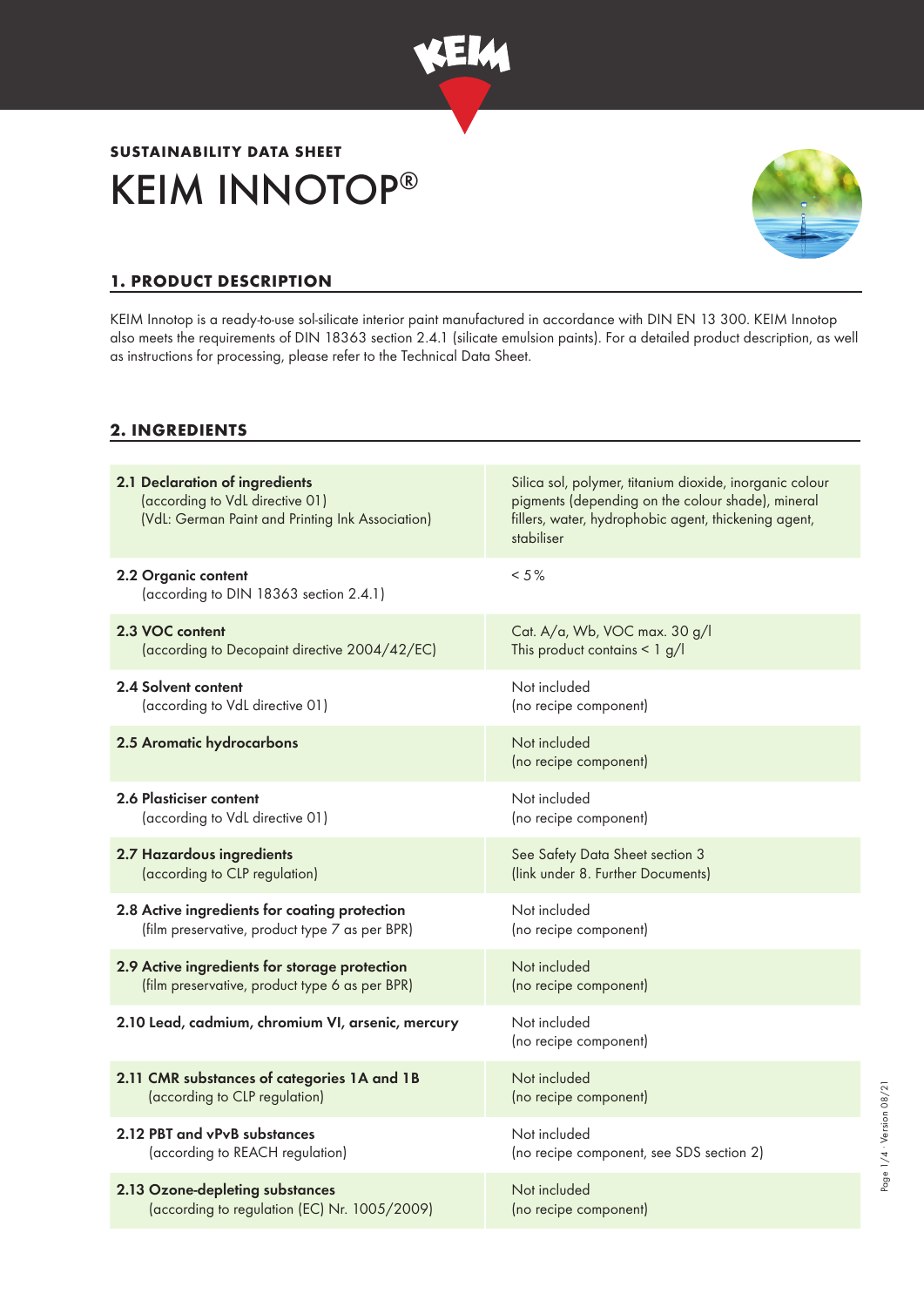**SUSTAINABILITY DATA SHEET**

# KEIM INNOTOP®

## 1. PRODUCT DESCRIPTION

KEIM Innotop is a ready-to-use sol-silicate interior paint manufactured in accordance with DIN EN 13 300. KEIM Innotop also meets the requirements of DIN 18363 section 2.4.1 (silicate emulsion paints). For a detailed product description, as well as instructions for processing, please refer to the Technical Data Sheet.

## 2. INGREDIENTS

| | |
|---|---|
| **2.1 Declaration of ingredients** (according to VdL directive 01) (VdL: German Paint and Printing Ink Association) | Silica sol, polymer, titanium dioxide, inorganic colour pigments (depending on the colour shade), mineral fillers, water, hydrophobic agent, thickening agent, stabiliser |
| **2.2 Organic content** (according to DIN 18363 section 2.4.1) | < 5% |
| **2.3 VOC content** (according to Decopaint directive 2004/42/EC) | Cat. A/a, Wb, VOC max. 30 g/l<br>This product contains < 1 g/l |
| **2.4 Solvent content** (according to VdL directive 01) | Not included (no recipe component) |
| **2.5 Aromatic hydrocarbons** | Not included (no recipe component) |
| **2.6 Plasticiser content** (according to VdL directive 01) | Not included (no recipe component) |
| **2.7 Hazardous ingredients** (according to CLP regulation) | See Safety Data Sheet section 3 (link under 8. Further Documents) |
| **2.8 Active ingredients for coating protection** (film preservative, product type 7 as per BPR) | Not included (no recipe component) |
| **2.9 Active ingredients for storage protection** (film preservative, product type 6 as per BPR) | Not included (no recipe component) |
| **2.10 Lead, cadmium, chromium VI, arsenic, mercury** | Not included (no recipe component) |
| **2.11 CMR substances of categories 1A and 1B** (according to CLP regulation) | Not included (no recipe component) |
| **2.12 PBT and vPvB substances** (according to REACH regulation) | Not included (no recipe component, see SDS section 2) |
| **2.13 Ozone-depleting substances** (according to regulation (EC) Nr. 1005/2009) | Not included (no recipe component) |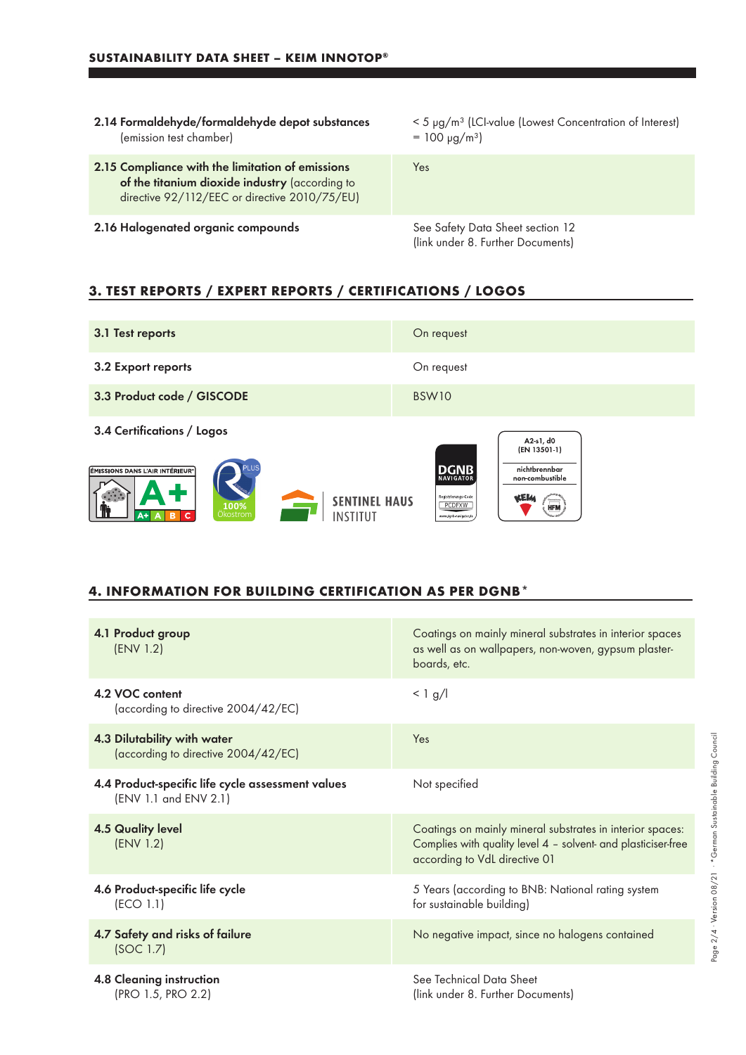| | |
|---|---|
| **2.14 Formaldehyde/formaldehyde depot substances** (emission test chamber) | < 5 µg/m³ (LCI-value (Lowest Concentration of Interest) = 100 µg/m³) |
| **2.15 Compliance with the limitation of emissions of the titanium dioxide industry** (according to directive 92/112/EEC or directive 2010/75/EU) | Yes |
| **2.16 Halogenated organic compounds** | See Safety Data Sheet section 12 (link under 8. Further Documents) |

## 3. TEST REPORTS / EXPERT REPORTS / CERTIFICATIONS / LOGOS

| | |
|---|---|
| **3.1 Test reports** | On request |
| **3.2 Export reports** | On request |
| **3.3 Product code / GISCODE** | BSW10 |

**3.4 Certifications / Logos**

ÉMISSIONS DANS L'AIR INTÉRIEUR A+ A+ A B C

PLUS 100% Ökostrom

SENTINEL HAUS INSTITUT

DGNB NAVIGATOR Registrierungs-Code PCDFXW www.dgnb-navigator.de

A2-s1, d0 (EN 13501-1) nichtbrennbar non-combustible KEIM HFM

## 4. INFORMATION FOR BUILDING CERTIFICATION AS PER DGNB*

| | |
|---|---|
| **4.1 Product group** (ENV 1.2) | Coatings on mainly mineral substrates in interior spaces as well as on wallpapers, non-woven, gypsum plaster-boards, etc. |
| **4.2 VOC content** (according to directive 2004/42/EC) | < 1 g/l |
| **4.3 Dilutability with water** (according to directive 2004/42/EC) | Yes |
| **4.4 Product-specific life cycle assessment values** (ENV 1.1 and ENV 2.1) | Not specified |
| **4.5 Quality level** (ENV 1.2) | Coatings on mainly mineral substrates in interior spaces: Complies with quality level 4 – solvent- and plasticiser-free according to VdL directive 01 |
| **4.6 Product-specific life cycle** (ECO 1.1) | 5 Years (according to BNB: National rating system for sustainable building) |
| **4.7 Safety and risks of failure** (SOC 1.7) | No negative impact, since no halogens contained |
| **4.8 Cleaning instruction** (PRO 1.5, PRO 2.2) | See Technical Data Sheet (link under 8. Further Documents) |

*German Sustainable Building Council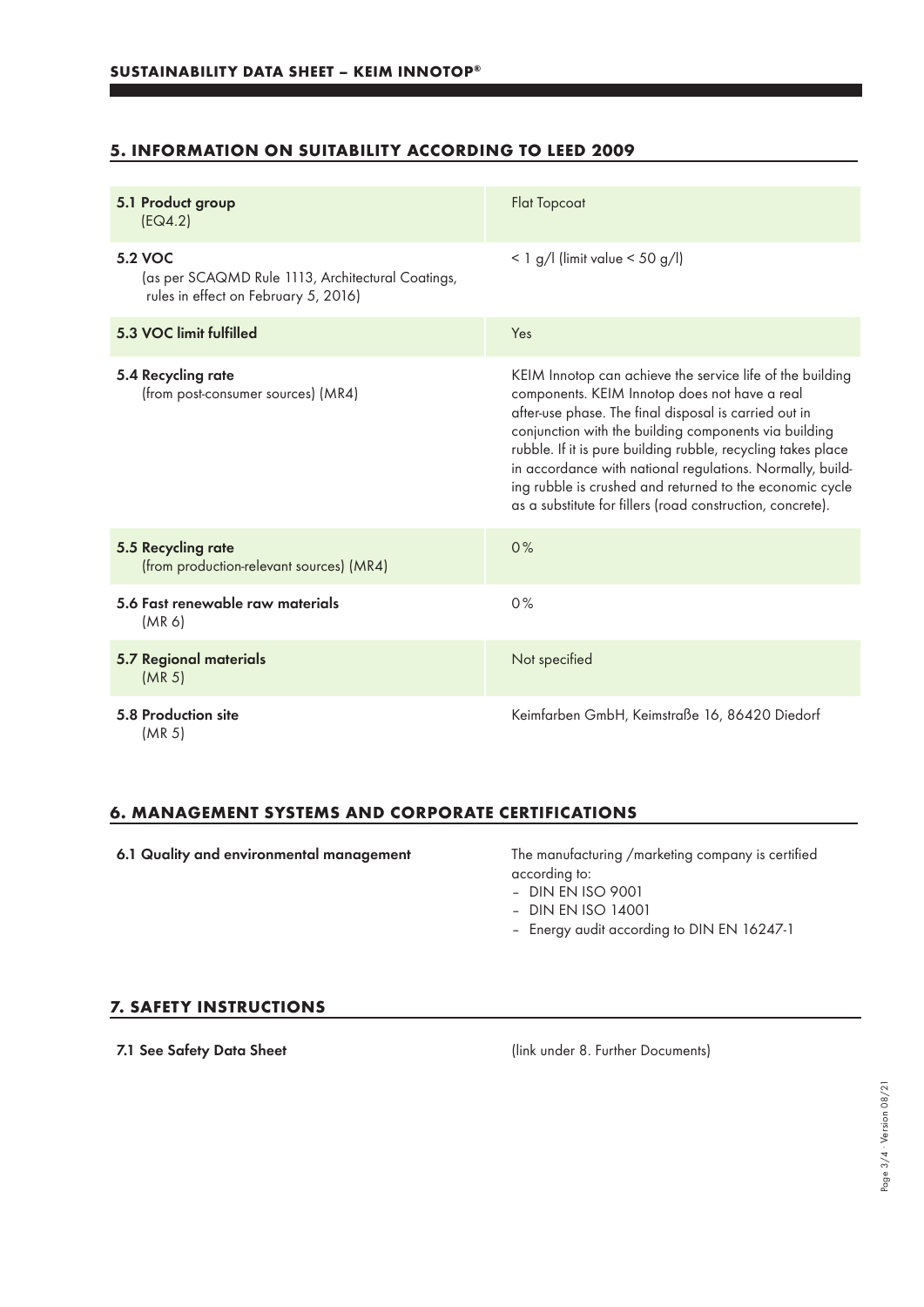## 5. INFORMATION ON SUITABILITY ACCORDING TO LEED 2009

| | |
|---|---|
| **5.1 Product group** (EQ4.2) | Flat Topcoat |
| **5.2 VOC** (as per SCAQMD Rule 1113, Architectural Coatings, rules in effect on February 5, 2016) | < 1 g/l (limit value < 50 g/l) |
| **5.3 VOC limit fulfilled** | Yes |
| **5.4 Recycling rate** (from post-consumer sources) (MR4) | KEIM Innotop can achieve the service life of the building components. KEIM Innotop does not have a real after-use phase. The final disposal is carried out in conjunction with the building components via building rubble. If it is pure building rubble, recycling takes place in accordance with national regulations. Normally, building rubble is crushed and returned to the economic cycle as a substitute for fillers (road construction, concrete). |
| **5.5 Recycling rate** (from production-relevant sources) (MR4) | 0% |
| **5.6 Fast renewable raw materials** (MR 6) | 0% |
| **5.7 Regional materials** (MR 5) | Not specified |
| **5.8 Production site** (MR 5) | Keimfarben GmbH, Keimstraße 16, 86420 Diedorf |

## 6. MANAGEMENT SYSTEMS AND CORPORATE CERTIFICATIONS

**6.1 Quality and environmental management**

The manufacturing /marketing company is certified according to:
- DIN EN ISO 9001
- DIN EN ISO 14001
- Energy audit according to DIN EN 16247-1

## 7. SAFETY INSTRUCTIONS

**7.1 See Safety Data Sheet** (link under 8. Further Documents)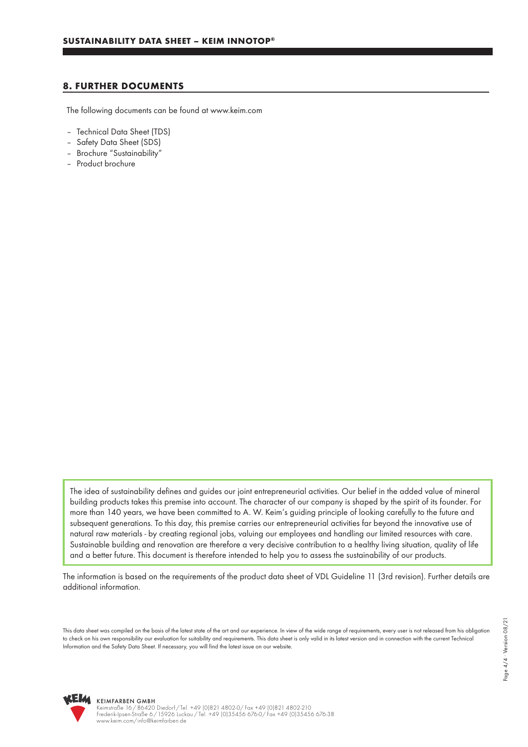## 8. FURTHER DOCUMENTS

The following documents can be found at www.keim.com

- Technical Data Sheet (TDS)
- Safety Data Sheet (SDS)
- Brochure "Sustainability"
- Product brochure

The idea of sustainability defines and guides our joint entrepreneurial activities. Our belief in the added value of mineral building products takes this premise into account. The character of our company is shaped by the spirit of its founder. For more than 140 years, we have been committed to A. W. Keim's guiding principle of looking carefully to the future and subsequent generations. To this day, this premise carries our entrepreneurial activities far beyond the innovative use of natural raw materials - by creating regional jobs, valuing our employees and handling our limited resources with care. Sustainable building and renovation are therefore a very decisive contribution to a healthy living situation, quality of life and a better future. This document is therefore intended to help you to assess the sustainability of our products.

The information is based on the requirements of the product data sheet of VDL Guideline 11 (3rd revision). Further details are additional information.

This data sheet was compiled on the basis of the latest state of the art and our experience. In view of the wide range of requirements, every user is not released from his obligation to check on his own responsibility our evaluation for suitability and requirements. This data sheet is only valid in its latest version and in connection with the current Technical Information and the Safety Data Sheet. If necessary, you will find the latest issue on our website.

KEIMFARBEN GMBH
Keimstraße 16 / 86420 Diedorf / Tel. +49 (0)821 4802-0 / Fax +49 (0)821 4802-210
Frederik-Ipsen-Straße 6 / 15926 Luckau / Tel. +49 (0)35456 676-0 / Fax +49 (0)35456 676-38
www.keim.com / info@keimfarben.de